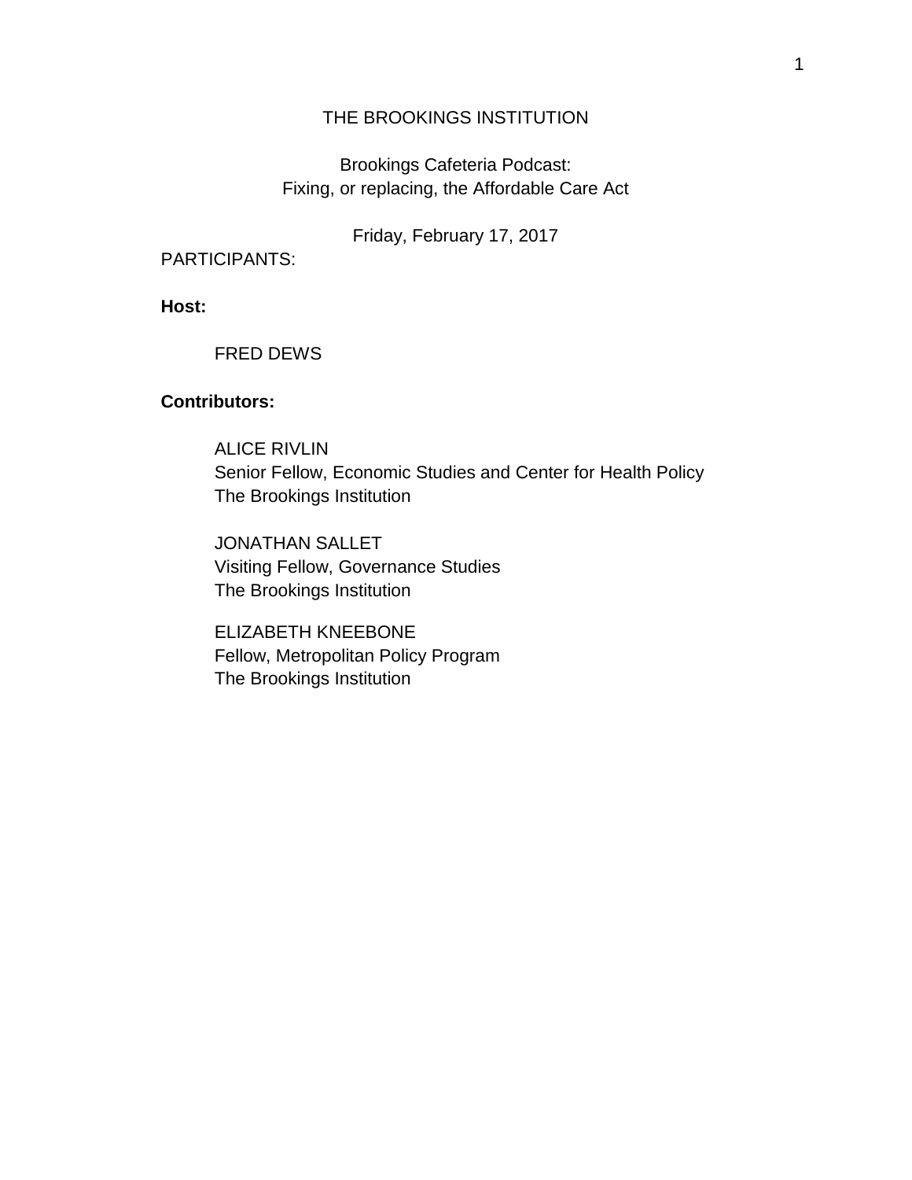# THE BROOKINGS INSTITUTION

## Brookings Cafeteria Podcast:
## Fixing, or replacing, the Affordable Care Act

Friday, February 17, 2017

PARTICIPANTS:

**Host:**

FRED DEWS

**Contributors:**

ALICE RIVLIN
Senior Fellow, Economic Studies and Center for Health Policy
The Brookings Institution

JONATHAN SALLET
Visiting Fellow, Governance Studies
The Brookings Institution

ELIZABETH KNEEBONE
Fellow, Metropolitan Policy Program
The Brookings Institution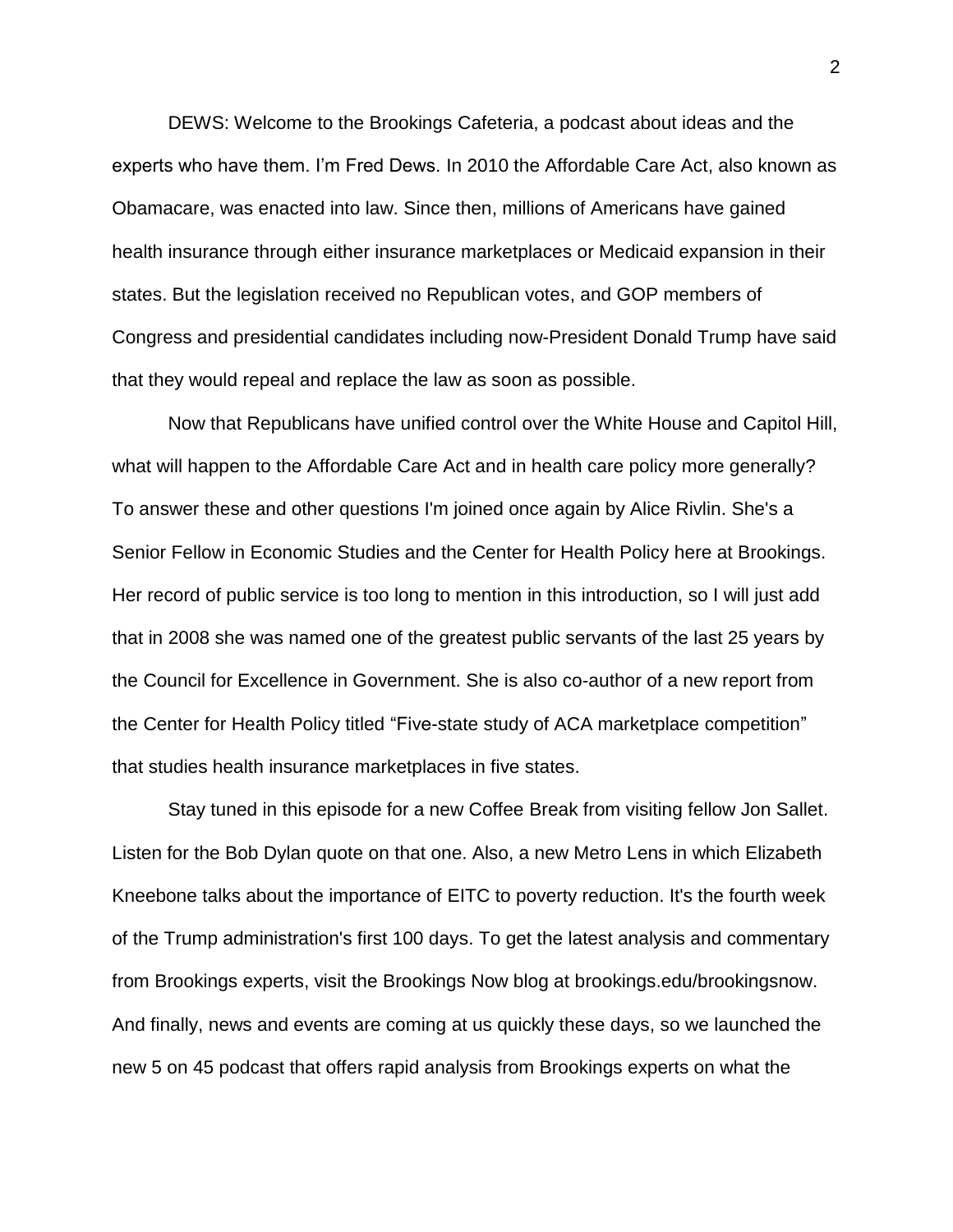DEWS: Welcome to the Brookings Cafeteria, a podcast about ideas and the experts who have them. I'm Fred Dews. In 2010 the Affordable Care Act, also known as Obamacare, was enacted into law. Since then, millions of Americans have gained health insurance through either insurance marketplaces or Medicaid expansion in their states. But the legislation received no Republican votes, and GOP members of Congress and presidential candidates including now-President Donald Trump have said that they would repeal and replace the law as soon as possible.

Now that Republicans have unified control over the White House and Capitol Hill, what will happen to the Affordable Care Act and in health care policy more generally? To answer these and other questions I'm joined once again by Alice Rivlin. She's a Senior Fellow in Economic Studies and the Center for Health Policy here at Brookings. Her record of public service is too long to mention in this introduction, so I will just add that in 2008 she was named one of the greatest public servants of the last 25 years by the Council for Excellence in Government. She is also co-author of a new report from the Center for Health Policy titled "Five-state study of ACA marketplace competition" that studies health insurance marketplaces in five states.

Stay tuned in this episode for a new Coffee Break from visiting fellow Jon Sallet. Listen for the Bob Dylan quote on that one. Also, a new Metro Lens in which Elizabeth Kneebone talks about the importance of EITC to poverty reduction. It's the fourth week of the Trump administration's first 100 days. To get the latest analysis and commentary from Brookings experts, visit the Brookings Now blog at brookings.edu/brookingsnow. And finally, news and events are coming at us quickly these days, so we launched the new 5 on 45 podcast that offers rapid analysis from Brookings experts on what the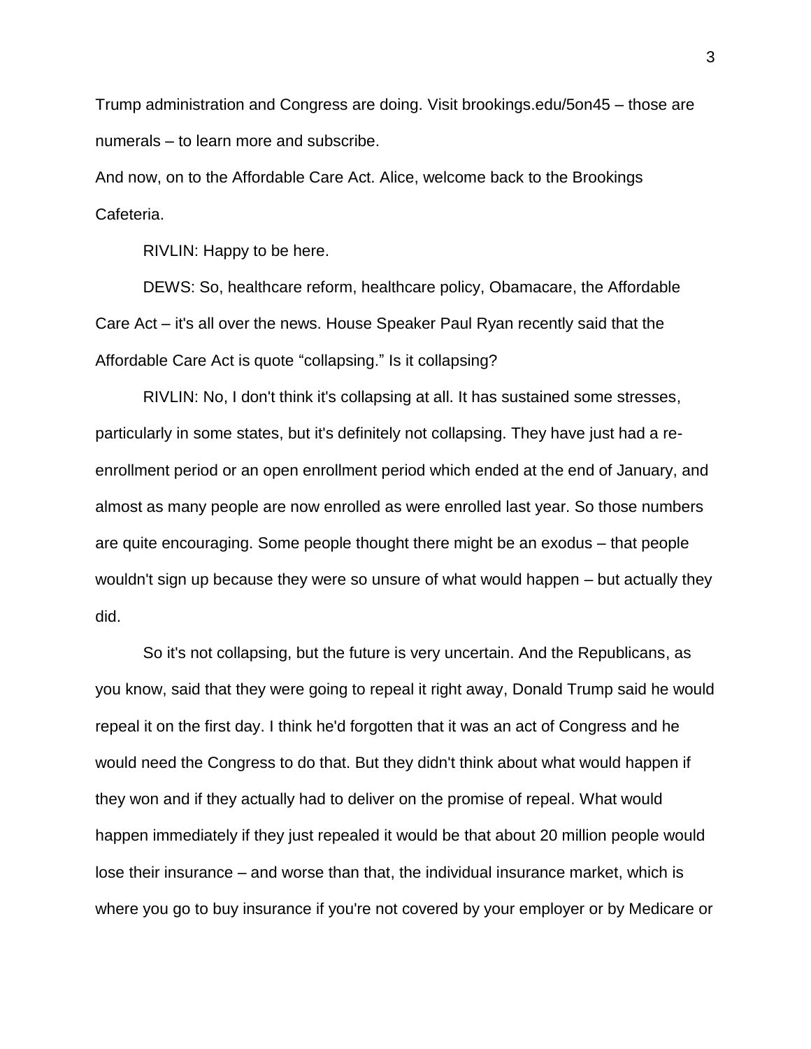Trump administration and Congress are doing. Visit brookings.edu/5on45 – those are numerals – to learn more and subscribe.

And now, on to the Affordable Care Act. Alice, welcome back to the Brookings Cafeteria.

RIVLIN: Happy to be here.

DEWS: So, healthcare reform, healthcare policy, Obamacare, the Affordable Care Act – it's all over the news. House Speaker Paul Ryan recently said that the Affordable Care Act is quote "collapsing." Is it collapsing?

RIVLIN: No, I don't think it's collapsing at all. It has sustained some stresses, particularly in some states, but it's definitely not collapsing. They have just had a re-enrollment period or an open enrollment period which ended at the end of January, and almost as many people are now enrolled as were enrolled last year. So those numbers are quite encouraging. Some people thought there might be an exodus – that people wouldn't sign up because they were so unsure of what would happen – but actually they did.

So it's not collapsing, but the future is very uncertain. And the Republicans, as you know, said that they were going to repeal it right away, Donald Trump said he would repeal it on the first day. I think he'd forgotten that it was an act of Congress and he would need the Congress to do that. But they didn't think about what would happen if they won and if they actually had to deliver on the promise of repeal. What would happen immediately if they just repealed it would be that about 20 million people would lose their insurance – and worse than that, the individual insurance market, which is where you go to buy insurance if you're not covered by your employer or by Medicare or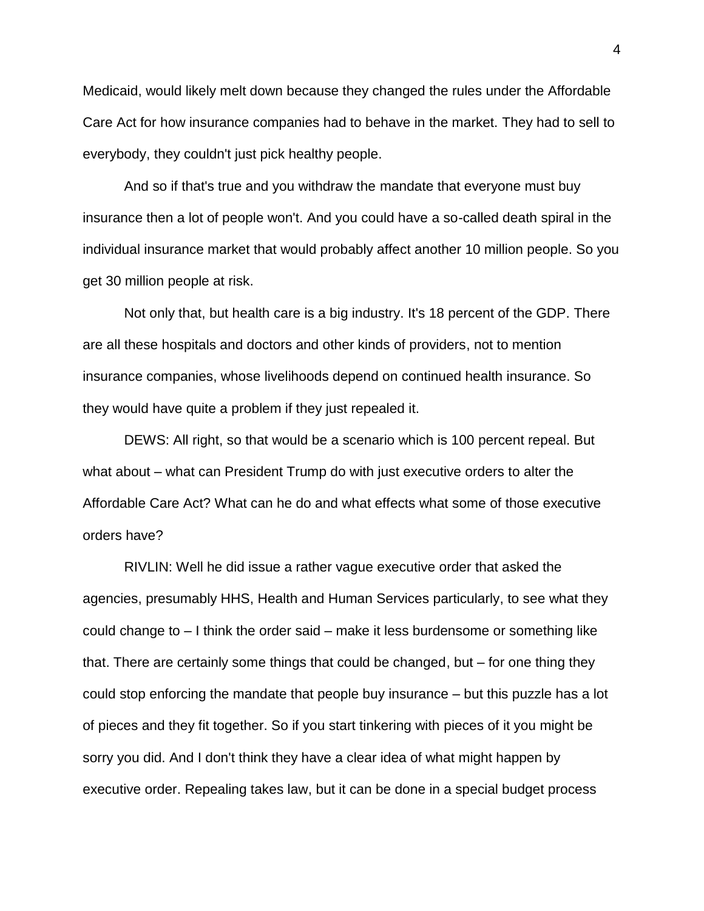Medicaid, would likely melt down because they changed the rules under the Affordable Care Act for how insurance companies had to behave in the market. They had to sell to everybody, they couldn't just pick healthy people.

And so if that's true and you withdraw the mandate that everyone must buy insurance then a lot of people won't. And you could have a so-called death spiral in the individual insurance market that would probably affect another 10 million people. So you get 30 million people at risk.

Not only that, but health care is a big industry. It's 18 percent of the GDP. There are all these hospitals and doctors and other kinds of providers, not to mention insurance companies, whose livelihoods depend on continued health insurance. So they would have quite a problem if they just repealed it.

DEWS: All right, so that would be a scenario which is 100 percent repeal. But what about – what can President Trump do with just executive orders to alter the Affordable Care Act? What can he do and what effects what some of those executive orders have?

RIVLIN: Well he did issue a rather vague executive order that asked the agencies, presumably HHS, Health and Human Services particularly, to see what they could change to – I think the order said – make it less burdensome or something like that. There are certainly some things that could be changed, but – for one thing they could stop enforcing the mandate that people buy insurance – but this puzzle has a lot of pieces and they fit together. So if you start tinkering with pieces of it you might be sorry you did. And I don't think they have a clear idea of what might happen by executive order. Repealing takes law, but it can be done in a special budget process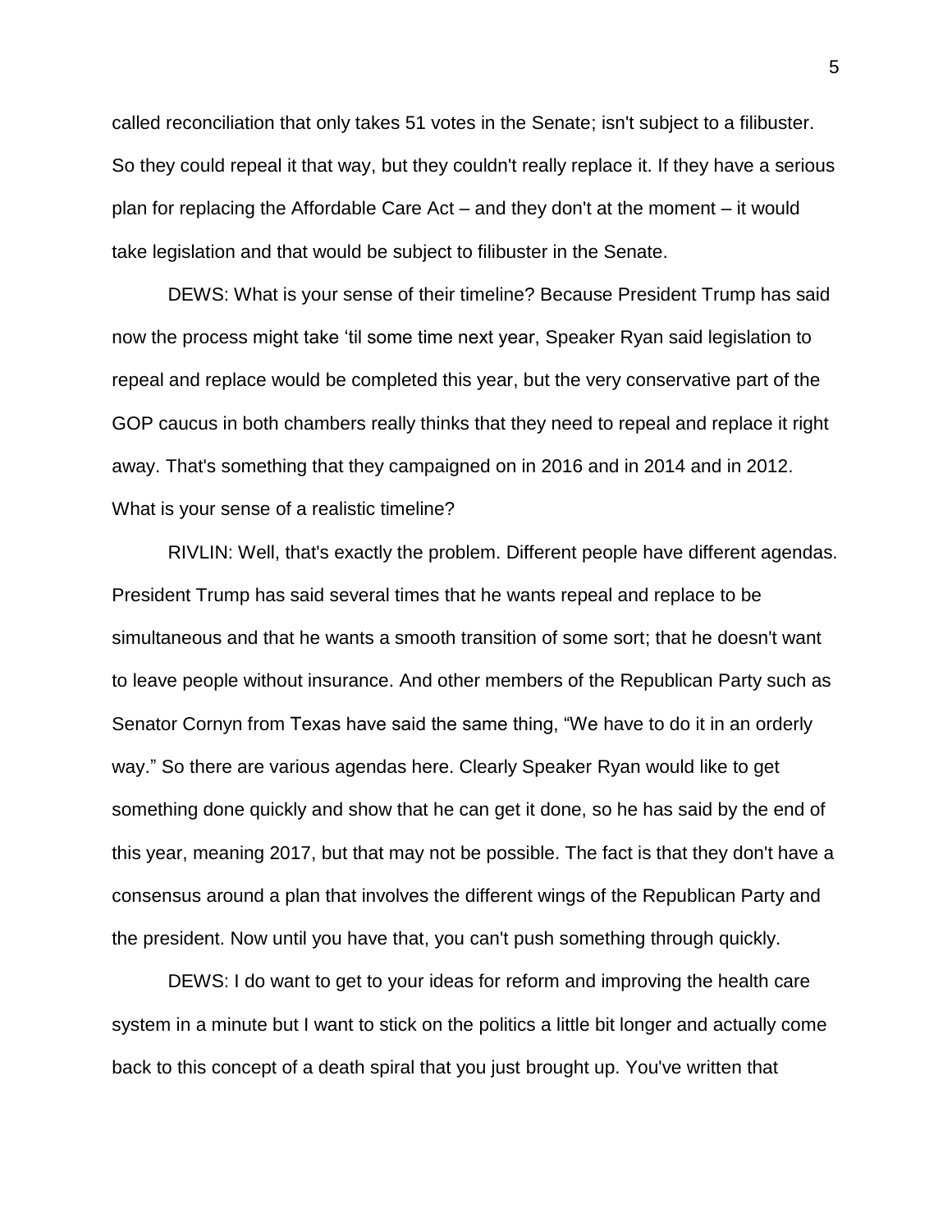called reconciliation that only takes 51 votes in the Senate; isn't subject to a filibuster. So they could repeal it that way, but they couldn't really replace it. If they have a serious plan for replacing the Affordable Care Act – and they don't at the moment – it would take legislation and that would be subject to filibuster in the Senate.

DEWS: What is your sense of their timeline? Because President Trump has said now the process might take 'til some time next year, Speaker Ryan said legislation to repeal and replace would be completed this year, but the very conservative part of the GOP caucus in both chambers really thinks that they need to repeal and replace it right away. That's something that they campaigned on in 2016 and in 2014 and in 2012. What is your sense of a realistic timeline?

RIVLIN: Well, that's exactly the problem. Different people have different agendas. President Trump has said several times that he wants repeal and replace to be simultaneous and that he wants a smooth transition of some sort; that he doesn't want to leave people without insurance. And other members of the Republican Party such as Senator Cornyn from Texas have said the same thing, "We have to do it in an orderly way." So there are various agendas here. Clearly Speaker Ryan would like to get something done quickly and show that he can get it done, so he has said by the end of this year, meaning 2017, but that may not be possible. The fact is that they don't have a consensus around a plan that involves the different wings of the Republican Party and the president. Now until you have that, you can't push something through quickly.

DEWS: I do want to get to your ideas for reform and improving the health care system in a minute but I want to stick on the politics a little bit longer and actually come back to this concept of a death spiral that you just brought up. You've written that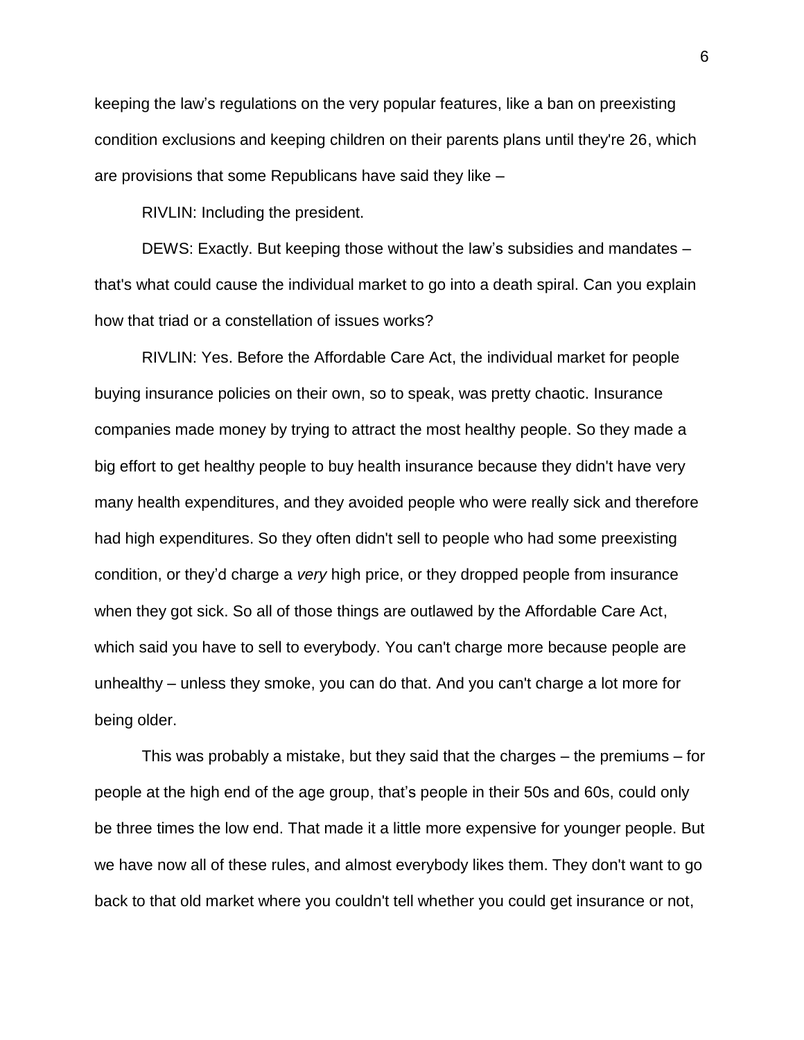keeping the law's regulations on the very popular features, like a ban on preexisting condition exclusions and keeping children on their parents plans until they're 26, which are provisions that some Republicans have said they like –

RIVLIN: Including the president.

DEWS: Exactly. But keeping those without the law's subsidies and mandates – that's what could cause the individual market to go into a death spiral. Can you explain how that triad or a constellation of issues works?

RIVLIN: Yes. Before the Affordable Care Act, the individual market for people buying insurance policies on their own, so to speak, was pretty chaotic. Insurance companies made money by trying to attract the most healthy people. So they made a big effort to get healthy people to buy health insurance because they didn't have very many health expenditures, and they avoided people who were really sick and therefore had high expenditures. So they often didn't sell to people who had some preexisting condition, or they'd charge a *very* high price, or they dropped people from insurance when they got sick. So all of those things are outlawed by the Affordable Care Act, which said you have to sell to everybody. You can't charge more because people are unhealthy – unless they smoke, you can do that. And you can't charge a lot more for being older.

This was probably a mistake, but they said that the charges – the premiums – for people at the high end of the age group, that's people in their 50s and 60s, could only be three times the low end. That made it a little more expensive for younger people. But we have now all of these rules, and almost everybody likes them. They don't want to go back to that old market where you couldn't tell whether you could get insurance or not,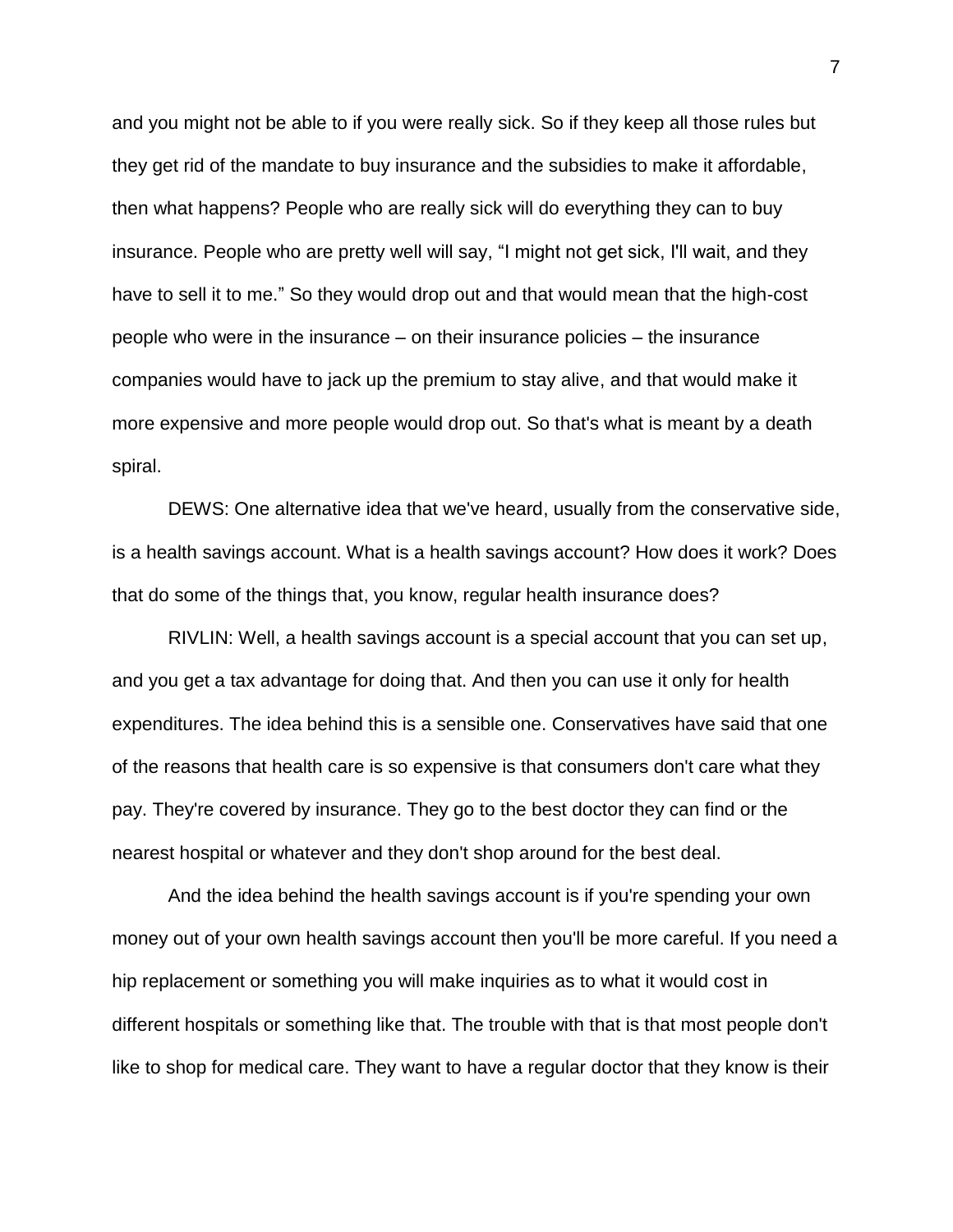and you might not be able to if you were really sick. So if they keep all those rules but they get rid of the mandate to buy insurance and the subsidies to make it affordable, then what happens? People who are really sick will do everything they can to buy insurance. People who are pretty well will say, "I might not get sick, I'll wait, and they have to sell it to me." So they would drop out and that would mean that the high-cost people who were in the insurance – on their insurance policies – the insurance companies would have to jack up the premium to stay alive, and that would make it more expensive and more people would drop out. So that's what is meant by a death spiral.

DEWS: One alternative idea that we've heard, usually from the conservative side, is a health savings account. What is a health savings account? How does it work? Does that do some of the things that, you know, regular health insurance does?

RIVLIN: Well, a health savings account is a special account that you can set up, and you get a tax advantage for doing that. And then you can use it only for health expenditures. The idea behind this is a sensible one. Conservatives have said that one of the reasons that health care is so expensive is that consumers don't care what they pay. They're covered by insurance. They go to the best doctor they can find or the nearest hospital or whatever and they don't shop around for the best deal.

And the idea behind the health savings account is if you're spending your own money out of your own health savings account then you'll be more careful. If you need a hip replacement or something you will make inquiries as to what it would cost in different hospitals or something like that. The trouble with that is that most people don't like to shop for medical care. They want to have a regular doctor that they know is their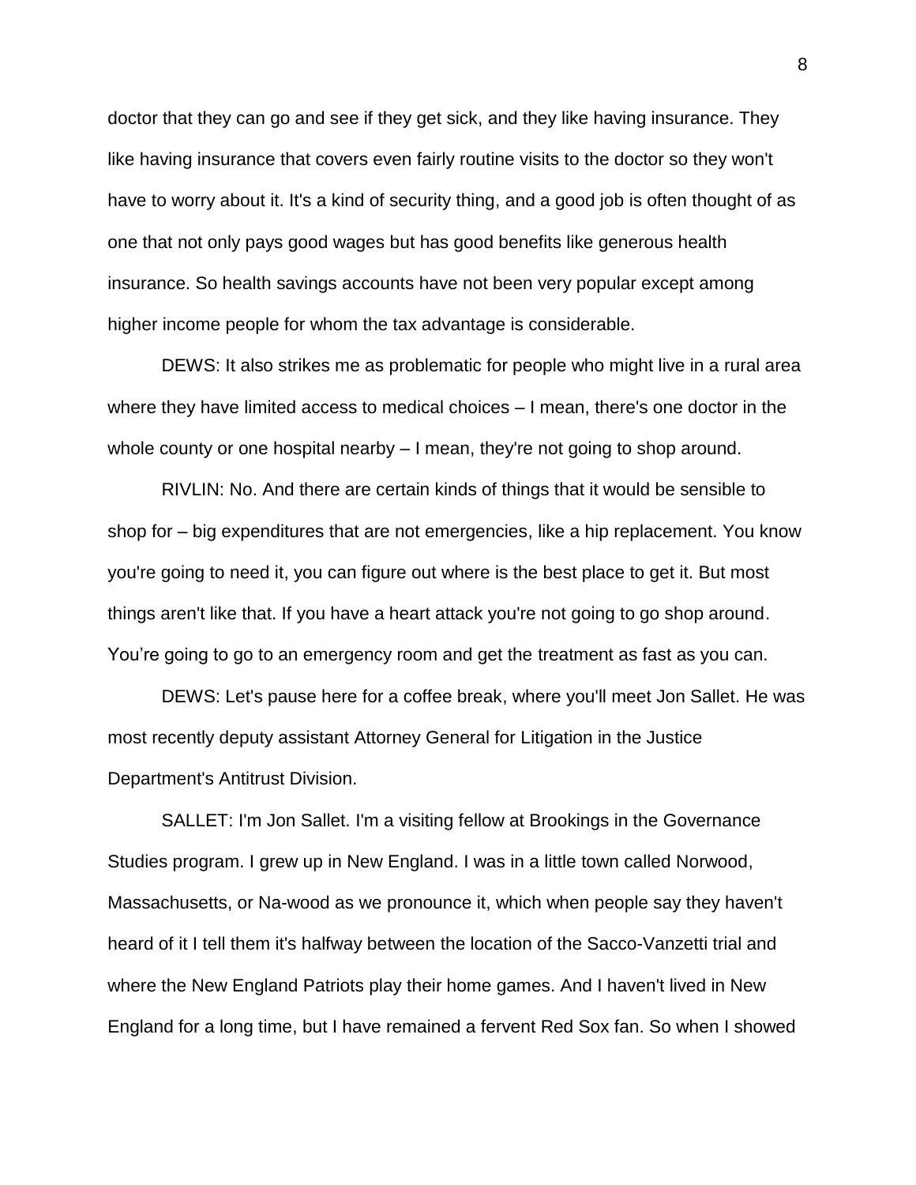doctor that they can go and see if they get sick, and they like having insurance. They like having insurance that covers even fairly routine visits to the doctor so they won't have to worry about it. It's a kind of security thing, and a good job is often thought of as one that not only pays good wages but has good benefits like generous health insurance. So health savings accounts have not been very popular except among higher income people for whom the tax advantage is considerable.

DEWS: It also strikes me as problematic for people who might live in a rural area where they have limited access to medical choices – I mean, there's one doctor in the whole county or one hospital nearby – I mean, they're not going to shop around.

RIVLIN: No. And there are certain kinds of things that it would be sensible to shop for – big expenditures that are not emergencies, like a hip replacement. You know you're going to need it, you can figure out where is the best place to get it. But most things aren't like that. If you have a heart attack you're not going to go shop around. You're going to go to an emergency room and get the treatment as fast as you can.

DEWS: Let's pause here for a coffee break, where you'll meet Jon Sallet. He was most recently deputy assistant Attorney General for Litigation in the Justice Department's Antitrust Division.

SALLET: I'm Jon Sallet. I'm a visiting fellow at Brookings in the Governance Studies program. I grew up in New England. I was in a little town called Norwood, Massachusetts, or Na-wood as we pronounce it, which when people say they haven't heard of it I tell them it's halfway between the location of the Sacco-Vanzetti trial and where the New England Patriots play their home games. And I haven't lived in New England for a long time, but I have remained a fervent Red Sox fan. So when I showed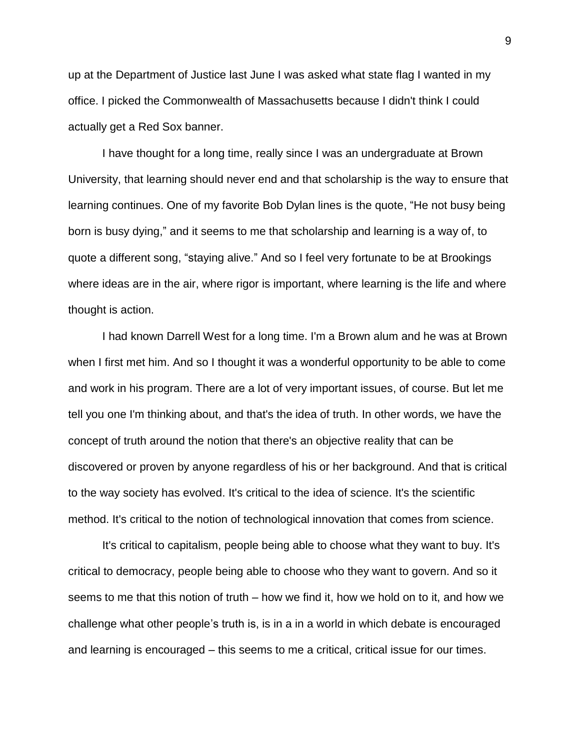up at the Department of Justice last June I was asked what state flag I wanted in my office. I picked the Commonwealth of Massachusetts because I didn't think I could actually get a Red Sox banner.

I have thought for a long time, really since I was an undergraduate at Brown University, that learning should never end and that scholarship is the way to ensure that learning continues. One of my favorite Bob Dylan lines is the quote, "He not busy being born is busy dying," and it seems to me that scholarship and learning is a way of, to quote a different song, "staying alive." And so I feel very fortunate to be at Brookings where ideas are in the air, where rigor is important, where learning is the life and where thought is action.

I had known Darrell West for a long time. I'm a Brown alum and he was at Brown when I first met him. And so I thought it was a wonderful opportunity to be able to come and work in his program. There are a lot of very important issues, of course. But let me tell you one I'm thinking about, and that's the idea of truth. In other words, we have the concept of truth around the notion that there's an objective reality that can be discovered or proven by anyone regardless of his or her background. And that is critical to the way society has evolved. It's critical to the idea of science. It's the scientific method. It's critical to the notion of technological innovation that comes from science.

It's critical to capitalism, people being able to choose what they want to buy. It's critical to democracy, people being able to choose who they want to govern. And so it seems to me that this notion of truth – how we find it, how we hold on to it, and how we challenge what other people's truth is, is in a in a world in which debate is encouraged and learning is encouraged – this seems to me a critical, critical issue for our times.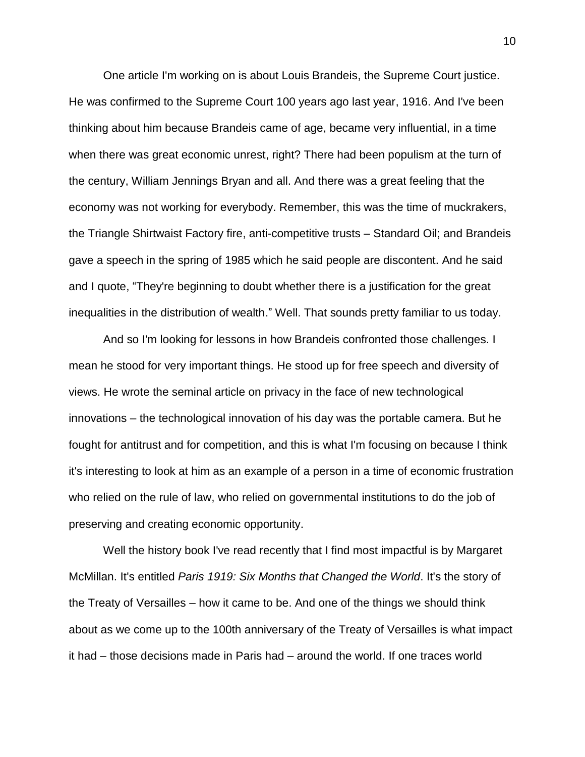One article I'm working on is about Louis Brandeis, the Supreme Court justice. He was confirmed to the Supreme Court 100 years ago last year, 1916. And I've been thinking about him because Brandeis came of age, became very influential, in a time when there was great economic unrest, right? There had been populism at the turn of the century, William Jennings Bryan and all. And there was a great feeling that the economy was not working for everybody. Remember, this was the time of muckrakers, the Triangle Shirtwaist Factory fire, anti-competitive trusts – Standard Oil; and Brandeis gave a speech in the spring of 1985 which he said people are discontent. And he said and I quote, "They're beginning to doubt whether there is a justification for the great inequalities in the distribution of wealth." Well. That sounds pretty familiar to us today.

And so I'm looking for lessons in how Brandeis confronted those challenges. I mean he stood for very important things. He stood up for free speech and diversity of views. He wrote the seminal article on privacy in the face of new technological innovations – the technological innovation of his day was the portable camera. But he fought for antitrust and for competition, and this is what I'm focusing on because I think it's interesting to look at him as an example of a person in a time of economic frustration who relied on the rule of law, who relied on governmental institutions to do the job of preserving and creating economic opportunity.

Well the history book I've read recently that I find most impactful is by Margaret McMillan. It's entitled *Paris 1919: Six Months that Changed the World*. It's the story of the Treaty of Versailles – how it came to be. And one of the things we should think about as we come up to the 100th anniversary of the Treaty of Versailles is what impact it had – those decisions made in Paris had – around the world. If one traces world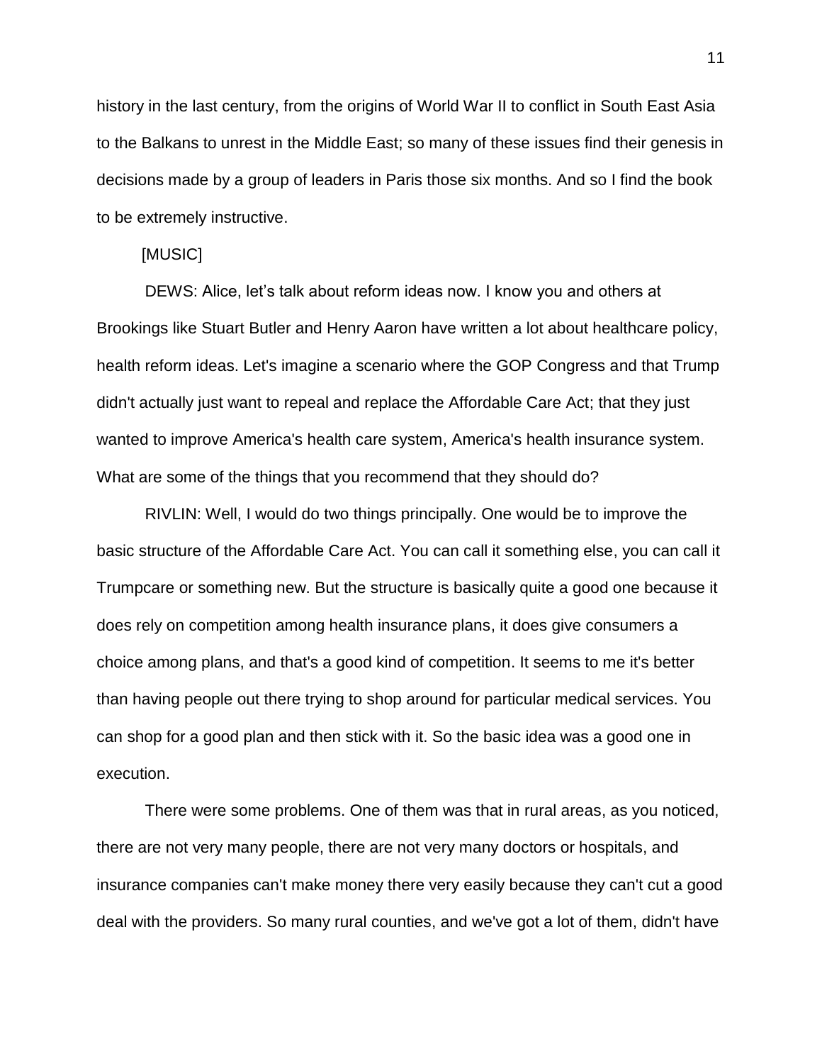history in the last century, from the origins of World War II to conflict in South East Asia to the Balkans to unrest in the Middle East; so many of these issues find their genesis in decisions made by a group of leaders in Paris those six months. And so I find the book to be extremely instructive.

[MUSIC]

DEWS: Alice, let's talk about reform ideas now. I know you and others at Brookings like Stuart Butler and Henry Aaron have written a lot about healthcare policy, health reform ideas. Let's imagine a scenario where the GOP Congress and that Trump didn't actually just want to repeal and replace the Affordable Care Act; that they just wanted to improve America's health care system, America's health insurance system. What are some of the things that you recommend that they should do?

RIVLIN: Well, I would do two things principally. One would be to improve the basic structure of the Affordable Care Act. You can call it something else, you can call it Trumpcare or something new. But the structure is basically quite a good one because it does rely on competition among health insurance plans, it does give consumers a choice among plans, and that's a good kind of competition. It seems to me it's better than having people out there trying to shop around for particular medical services. You can shop for a good plan and then stick with it. So the basic idea was a good one in execution.

There were some problems. One of them was that in rural areas, as you noticed, there are not very many people, there are not very many doctors or hospitals, and insurance companies can't make money there very easily because they can't cut a good deal with the providers. So many rural counties, and we've got a lot of them, didn't have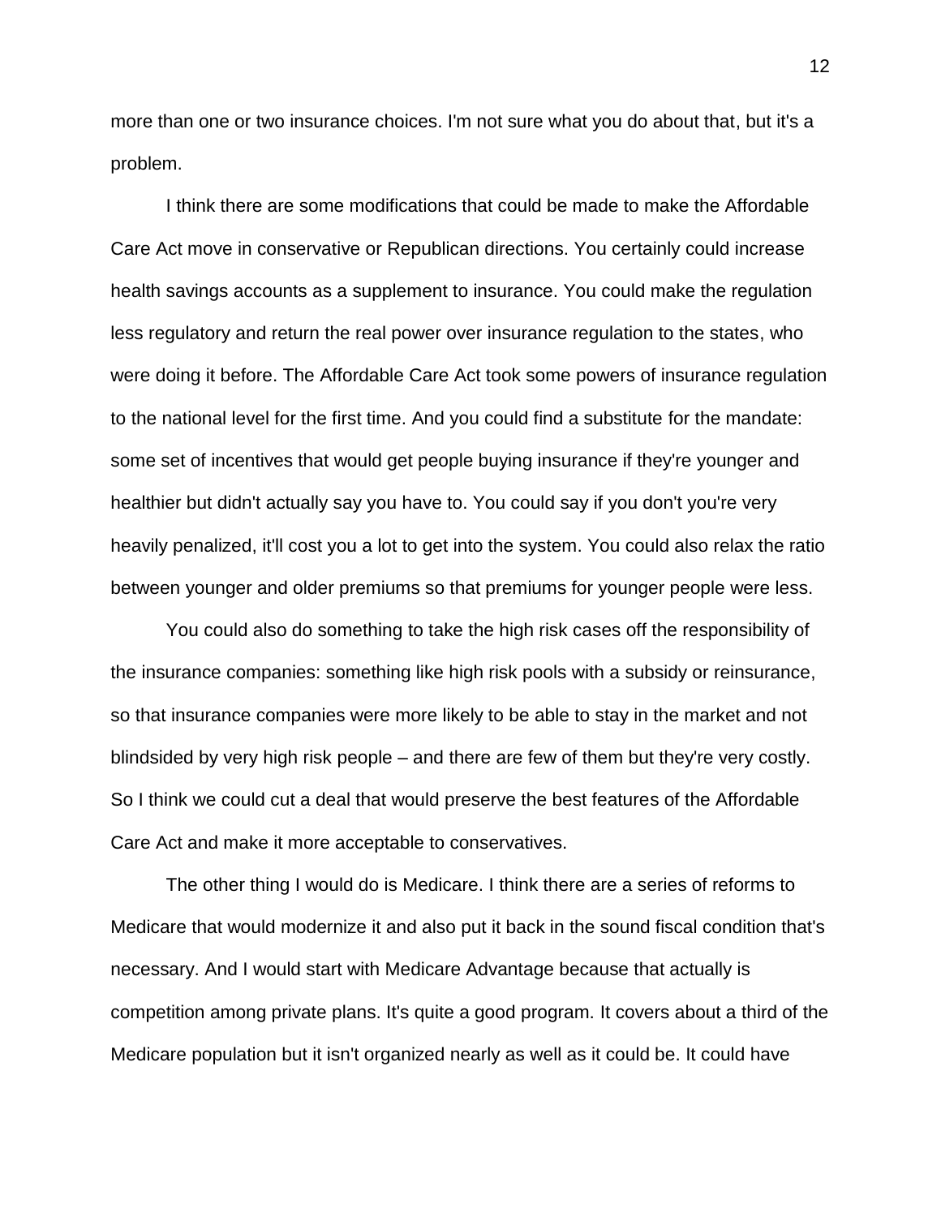more than one or two insurance choices. I'm not sure what you do about that, but it's a problem.

I think there are some modifications that could be made to make the Affordable Care Act move in conservative or Republican directions. You certainly could increase health savings accounts as a supplement to insurance. You could make the regulation less regulatory and return the real power over insurance regulation to the states, who were doing it before. The Affordable Care Act took some powers of insurance regulation to the national level for the first time. And you could find a substitute for the mandate: some set of incentives that would get people buying insurance if they're younger and healthier but didn't actually say you have to. You could say if you don't you're very heavily penalized, it'll cost you a lot to get into the system. You could also relax the ratio between younger and older premiums so that premiums for younger people were less.

You could also do something to take the high risk cases off the responsibility of the insurance companies: something like high risk pools with a subsidy or reinsurance, so that insurance companies were more likely to be able to stay in the market and not blindsided by very high risk people – and there are few of them but they're very costly. So I think we could cut a deal that would preserve the best features of the Affordable Care Act and make it more acceptable to conservatives.

The other thing I would do is Medicare. I think there are a series of reforms to Medicare that would modernize it and also put it back in the sound fiscal condition that's necessary. And I would start with Medicare Advantage because that actually is competition among private plans. It's quite a good program. It covers about a third of the Medicare population but it isn't organized nearly as well as it could be. It could have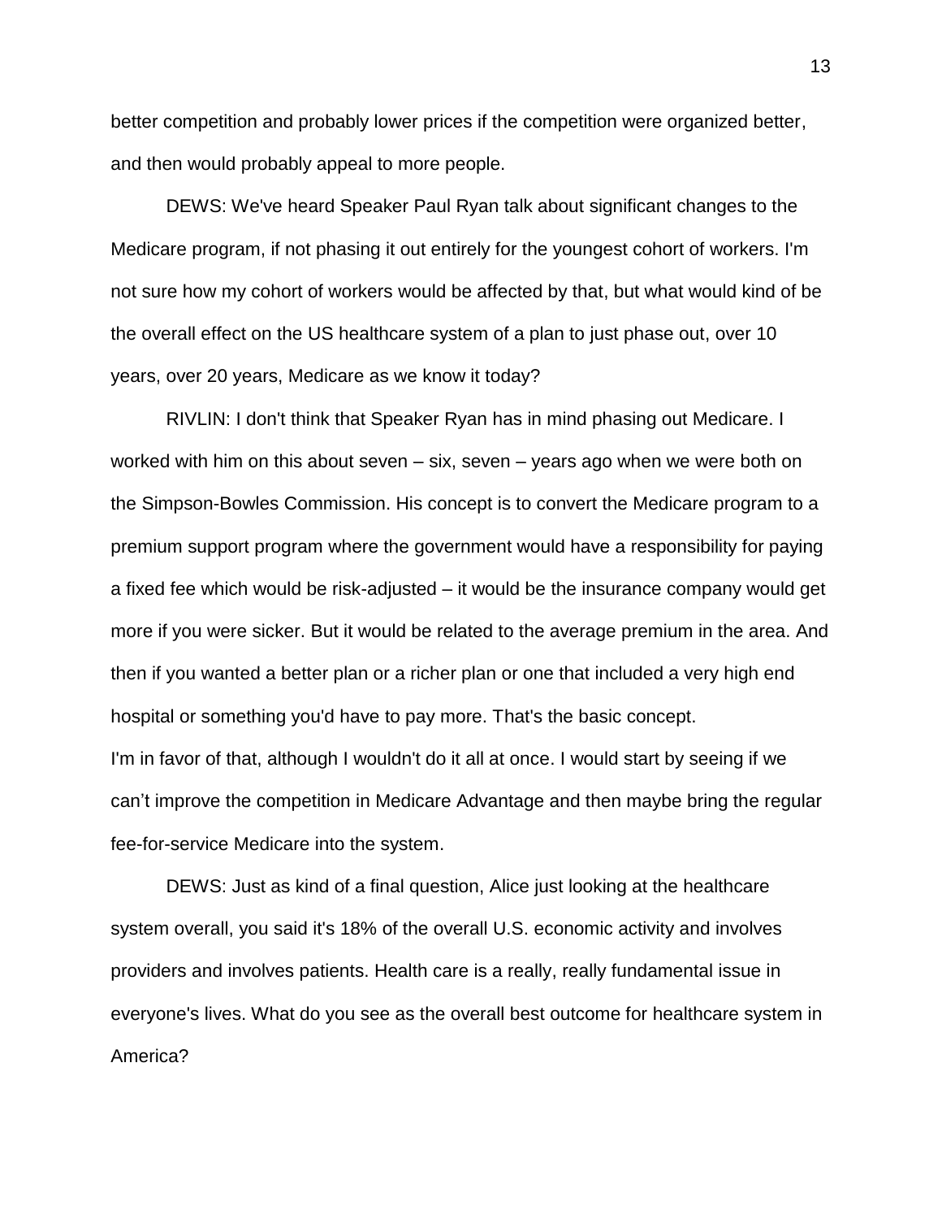better competition and probably lower prices if the competition were organized better, and then would probably appeal to more people.

DEWS: We've heard Speaker Paul Ryan talk about significant changes to the Medicare program, if not phasing it out entirely for the youngest cohort of workers. I'm not sure how my cohort of workers would be affected by that, but what would kind of be the overall effect on the US healthcare system of a plan to just phase out, over 10 years, over 20 years, Medicare as we know it today?

RIVLIN: I don't think that Speaker Ryan has in mind phasing out Medicare. I worked with him on this about seven – six, seven – years ago when we were both on the Simpson-Bowles Commission. His concept is to convert the Medicare program to a premium support program where the government would have a responsibility for paying a fixed fee which would be risk-adjusted – it would be the insurance company would get more if you were sicker. But it would be related to the average premium in the area. And then if you wanted a better plan or a richer plan or one that included a very high end hospital or something you'd have to pay more. That's the basic concept.

I'm in favor of that, although I wouldn't do it all at once. I would start by seeing if we can't improve the competition in Medicare Advantage and then maybe bring the regular fee-for-service Medicare into the system.

DEWS: Just as kind of a final question, Alice just looking at the healthcare system overall, you said it's 18% of the overall U.S. economic activity and involves providers and involves patients. Health care is a really, really fundamental issue in everyone's lives. What do you see as the overall best outcome for healthcare system in America?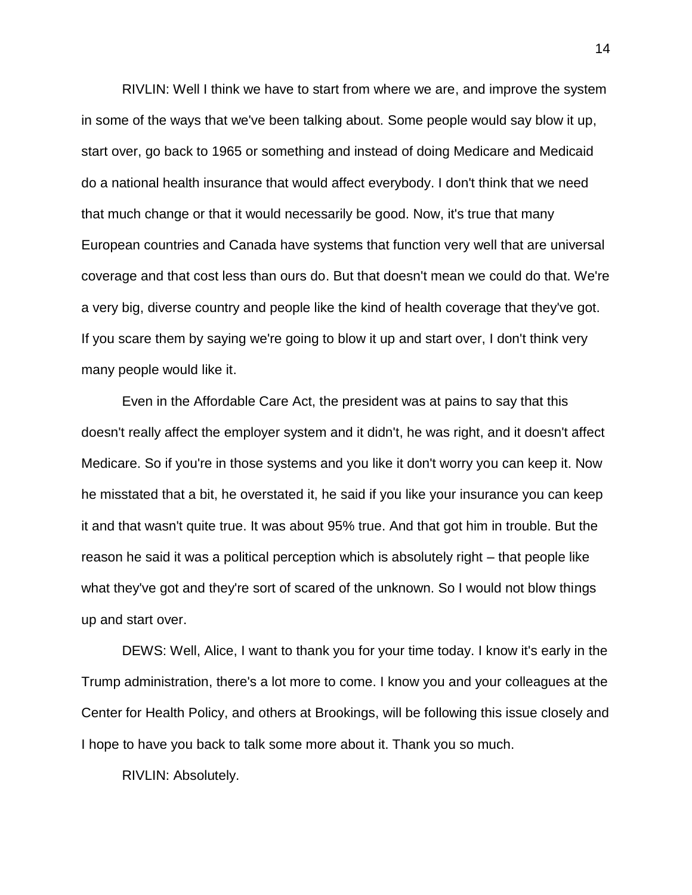RIVLIN: Well I think we have to start from where we are, and improve the system in some of the ways that we've been talking about. Some people would say blow it up, start over, go back to 1965 or something and instead of doing Medicare and Medicaid do a national health insurance that would affect everybody. I don't think that we need that much change or that it would necessarily be good. Now, it's true that many European countries and Canada have systems that function very well that are universal coverage and that cost less than ours do. But that doesn't mean we could do that. We're a very big, diverse country and people like the kind of health coverage that they've got. If you scare them by saying we're going to blow it up and start over, I don't think very many people would like it.

Even in the Affordable Care Act, the president was at pains to say that this doesn't really affect the employer system and it didn't, he was right, and it doesn't affect Medicare. So if you're in those systems and you like it don't worry you can keep it. Now he misstated that a bit, he overstated it, he said if you like your insurance you can keep it and that wasn't quite true. It was about 95% true. And that got him in trouble. But the reason he said it was a political perception which is absolutely right – that people like what they've got and they're sort of scared of the unknown. So I would not blow things up and start over.

DEWS: Well, Alice, I want to thank you for your time today. I know it's early in the Trump administration, there's a lot more to come. I know you and your colleagues at the Center for Health Policy, and others at Brookings, will be following this issue closely and I hope to have you back to talk some more about it. Thank you so much.

RIVLIN: Absolutely.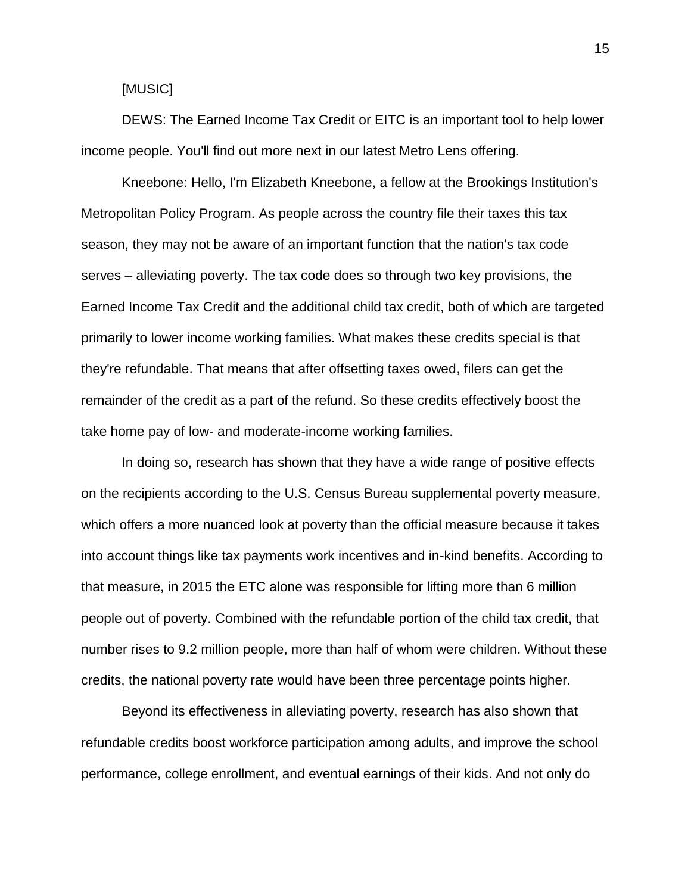[MUSIC]

DEWS: The Earned Income Tax Credit or EITC is an important tool to help lower income people. You'll find out more next in our latest Metro Lens offering.

Kneebone: Hello, I'm Elizabeth Kneebone, a fellow at the Brookings Institution's Metropolitan Policy Program. As people across the country file their taxes this tax season, they may not be aware of an important function that the nation's tax code serves – alleviating poverty. The tax code does so through two key provisions, the Earned Income Tax Credit and the additional child tax credit, both of which are targeted primarily to lower income working families. What makes these credits special is that they're refundable. That means that after offsetting taxes owed, filers can get the remainder of the credit as a part of the refund. So these credits effectively boost the take home pay of low- and moderate-income working families.

In doing so, research has shown that they have a wide range of positive effects on the recipients according to the U.S. Census Bureau supplemental poverty measure, which offers a more nuanced look at poverty than the official measure because it takes into account things like tax payments work incentives and in-kind benefits. According to that measure, in 2015 the ETC alone was responsible for lifting more than 6 million people out of poverty. Combined with the refundable portion of the child tax credit, that number rises to 9.2 million people, more than half of whom were children. Without these credits, the national poverty rate would have been three percentage points higher.

Beyond its effectiveness in alleviating poverty, research has also shown that refundable credits boost workforce participation among adults, and improve the school performance, college enrollment, and eventual earnings of their kids. And not only do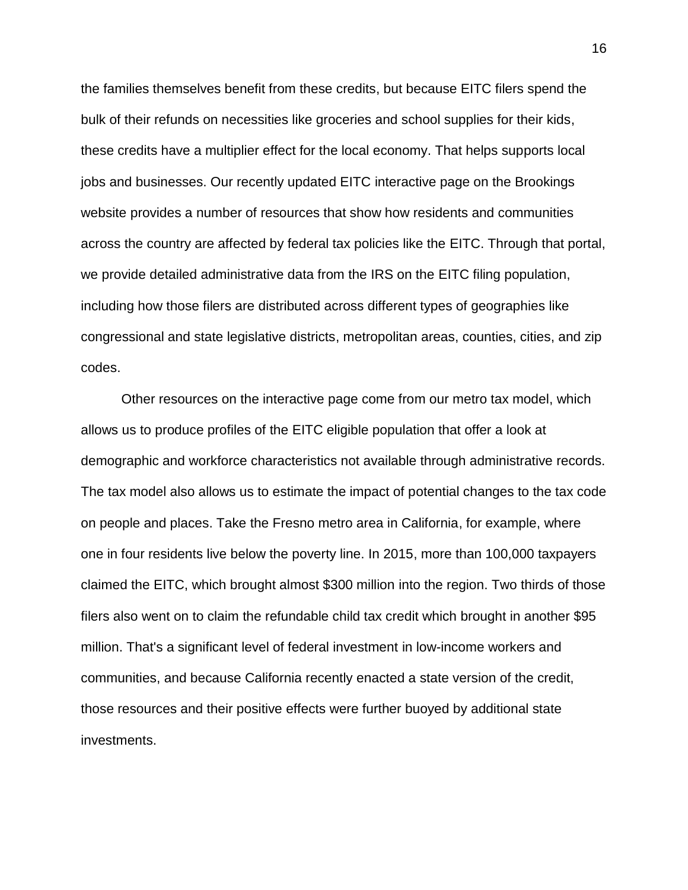the families themselves benefit from these credits, but because EITC filers spend the bulk of their refunds on necessities like groceries and school supplies for their kids, these credits have a multiplier effect for the local economy. That helps supports local jobs and businesses. Our recently updated EITC interactive page on the Brookings website provides a number of resources that show how residents and communities across the country are affected by federal tax policies like the EITC. Through that portal, we provide detailed administrative data from the IRS on the EITC filing population, including how those filers are distributed across different types of geographies like congressional and state legislative districts, metropolitan areas, counties, cities, and zip codes.

Other resources on the interactive page come from our metro tax model, which allows us to produce profiles of the EITC eligible population that offer a look at demographic and workforce characteristics not available through administrative records. The tax model also allows us to estimate the impact of potential changes to the tax code on people and places. Take the Fresno metro area in California, for example, where one in four residents live below the poverty line. In 2015, more than 100,000 taxpayers claimed the EITC, which brought almost $300 million into the region. Two thirds of those filers also went on to claim the refundable child tax credit which brought in another $95 million. That's a significant level of federal investment in low-income workers and communities, and because California recently enacted a state version of the credit, those resources and their positive effects were further buoyed by additional state investments.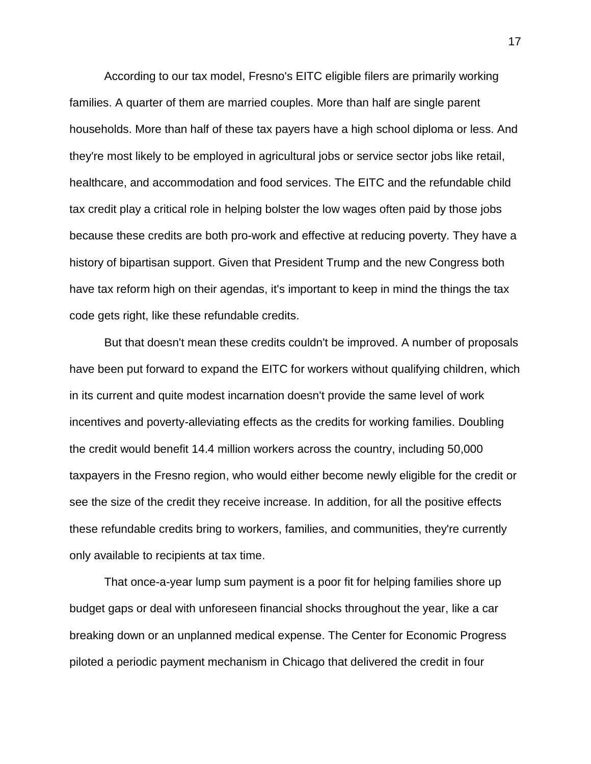According to our tax model, Fresno's EITC eligible filers are primarily working families. A quarter of them are married couples. More than half are single parent households. More than half of these tax payers have a high school diploma or less. And they're most likely to be employed in agricultural jobs or service sector jobs like retail, healthcare, and accommodation and food services. The EITC and the refundable child tax credit play a critical role in helping bolster the low wages often paid by those jobs because these credits are both pro-work and effective at reducing poverty. They have a history of bipartisan support. Given that President Trump and the new Congress both have tax reform high on their agendas, it's important to keep in mind the things the tax code gets right, like these refundable credits.

But that doesn't mean these credits couldn't be improved. A number of proposals have been put forward to expand the EITC for workers without qualifying children, which in its current and quite modest incarnation doesn't provide the same level of work incentives and poverty-alleviating effects as the credits for working families. Doubling the credit would benefit 14.4 million workers across the country, including 50,000 taxpayers in the Fresno region, who would either become newly eligible for the credit or see the size of the credit they receive increase. In addition, for all the positive effects these refundable credits bring to workers, families, and communities, they're currently only available to recipients at tax time.

That once-a-year lump sum payment is a poor fit for helping families shore up budget gaps or deal with unforeseen financial shocks throughout the year, like a car breaking down or an unplanned medical expense. The Center for Economic Progress piloted a periodic payment mechanism in Chicago that delivered the credit in four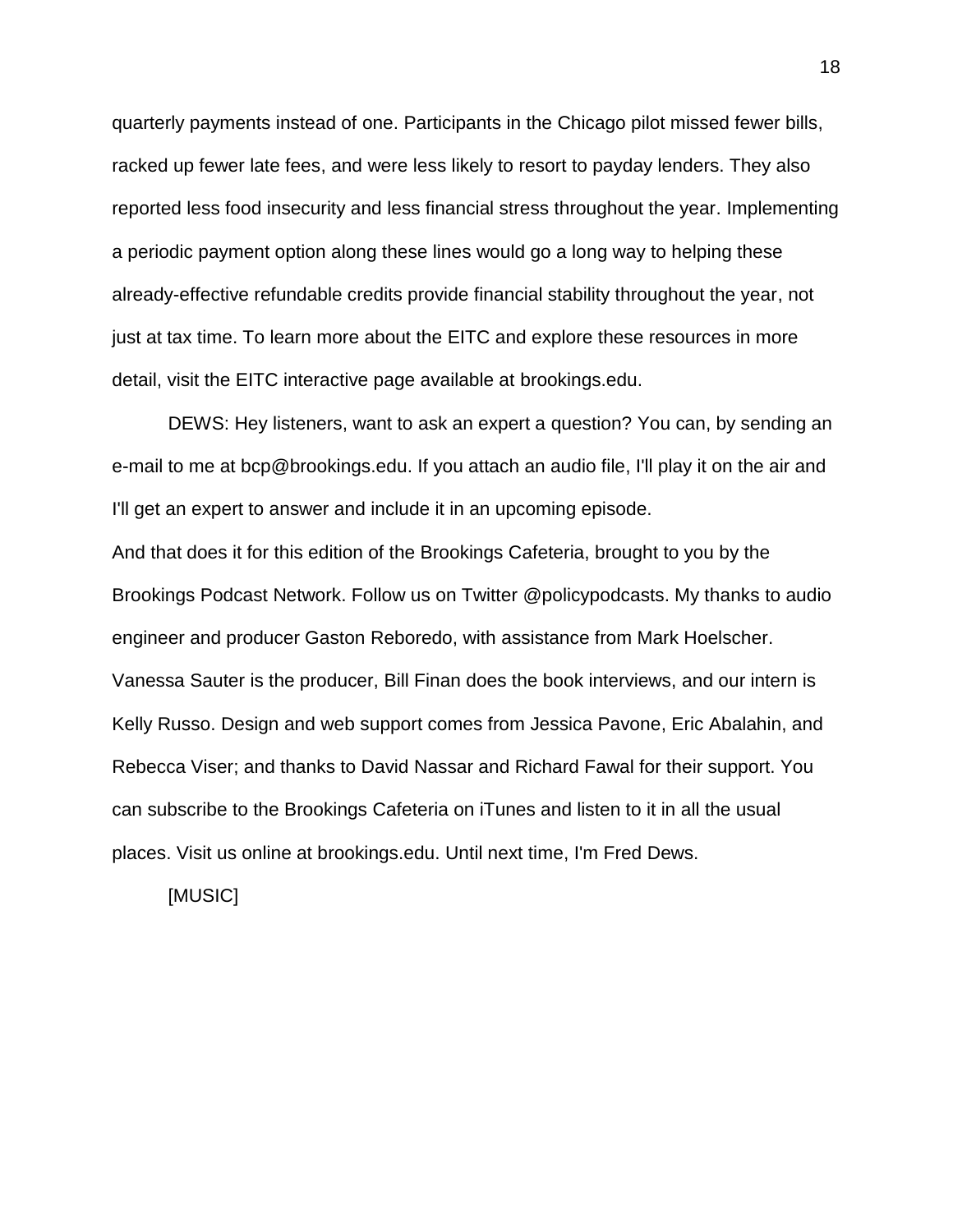quarterly payments instead of one. Participants in the Chicago pilot missed fewer bills, racked up fewer late fees, and were less likely to resort to payday lenders. They also reported less food insecurity and less financial stress throughout the year. Implementing a periodic payment option along these lines would go a long way to helping these already-effective refundable credits provide financial stability throughout the year, not just at tax time. To learn more about the EITC and explore these resources in more detail, visit the EITC interactive page available at brookings.edu.

DEWS: Hey listeners, want to ask an expert a question? You can, by sending an e-mail to me at bcp@brookings.edu. If you attach an audio file, I'll play it on the air and I'll get an expert to answer and include it in an upcoming episode.

And that does it for this edition of the Brookings Cafeteria, brought to you by the Brookings Podcast Network. Follow us on Twitter @policypodcasts. My thanks to audio engineer and producer Gaston Reboredo, with assistance from Mark Hoelscher. Vanessa Sauter is the producer, Bill Finan does the book interviews, and our intern is Kelly Russo. Design and web support comes from Jessica Pavone, Eric Abalahin, and Rebecca Viser; and thanks to David Nassar and Richard Fawal for their support. You can subscribe to the Brookings Cafeteria on iTunes and listen to it in all the usual places. Visit us online at brookings.edu. Until next time, I'm Fred Dews.

[MUSIC]